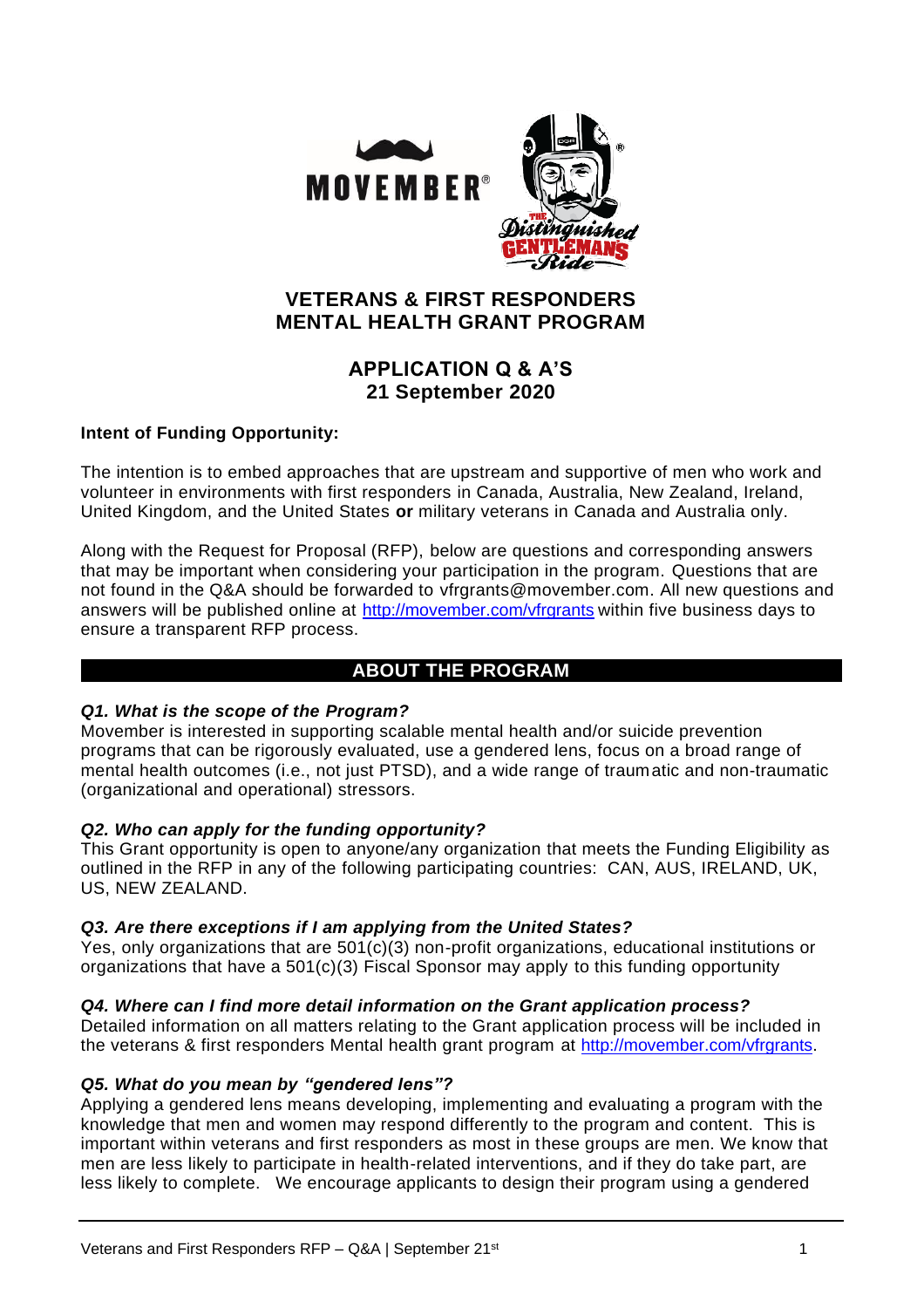# VETERANS & FIRST RESPONDERS MENTAL HEALTH GRANT PROGRAM

## APPLICATION Q & A'S
## 21 September 2020

**Intent of Funding Opportunity:**

The intention is to embed approaches that are upstream and supportive of men who work and volunteer in environments with first responders in Canada, Australia, New Zealand, Ireland, United Kingdom, and the United States **or** military veterans in Canada and Australia only.

Along with the Request for Proposal (RFP), below are questions and corresponding answers that may be important when considering your participation in the program. Questions that are not found in the Q&A should be forwarded to vfrgrants@movember.com. All new questions and answers will be published online at [http://movember.com/vfrgrants](http://movember.com/vfrgrants) within five business days to ensure a transparent RFP process.

## ABOUT THE PROGRAM

***Q1. What is the scope of the Program?***

Movember is interested in supporting scalable mental health and/or suicide prevention programs that can be rigorously evaluated, use a gendered lens, focus on a broad range of mental health outcomes (i.e., not just PTSD), and a wide range of traumatic and non-traumatic (organizational and operational) stressors.

***Q2. Who can apply for the funding opportunity?***

This Grant opportunity is open to anyone/any organization that meets the Funding Eligibility as outlined in the RFP in any of the following participating countries: CAN, AUS, IRELAND, UK, US, NEW ZEALAND.

***Q3. Are there exceptions if I am applying from the United States?***

Yes, only organizations that are 501(c)(3) non-profit organizations, educational institutions or organizations that have a 501(c)(3) Fiscal Sponsor may apply to this funding opportunity

***Q4. Where can I find more detail information on the Grant application process?***

Detailed information on all matters relating to the Grant application process will be included in the veterans & first responders Mental health grant program at [http://movember.com/vfrgrants](http://movember.com/vfrgrants).

***Q5. What do you mean by "gendered lens"?***

Applying a gendered lens means developing, implementing and evaluating a program with the knowledge that men and women may respond differently to the program and content. This is important within veterans and first responders as most in these groups are men. We know that men are less likely to participate in health-related interventions, and if they do take part, are less likely to complete. We encourage applicants to design their program using a gendered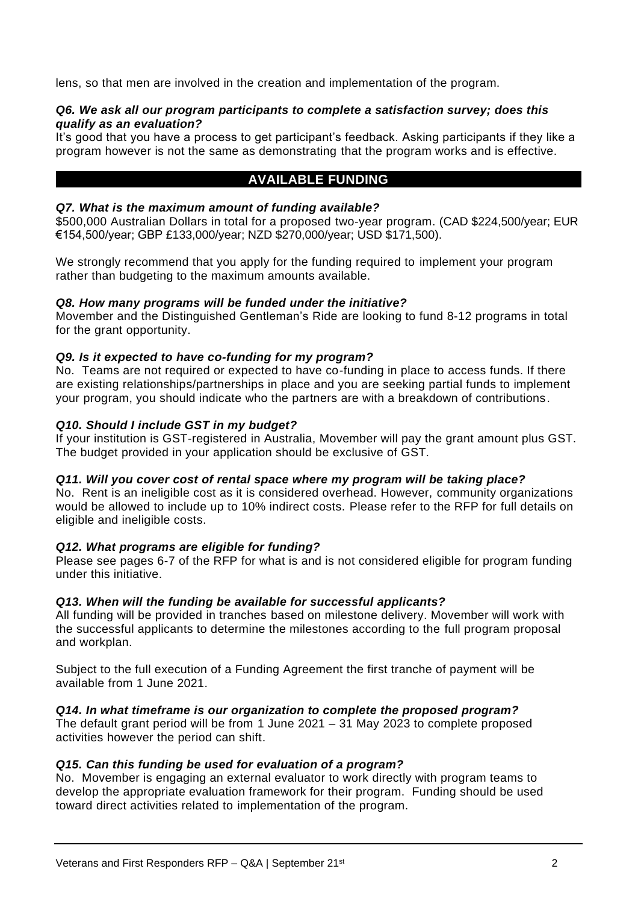lens, so that men are involved in the creation and implementation of the program.

***Q6. We ask all our program participants to complete a satisfaction survey; does this qualify as an evaluation?***

It's good that you have a process to get participant's feedback. Asking participants if they like a program however is not the same as demonstrating that the program works and is effective.

## AVAILABLE FUNDING

***Q7. What is the maximum amount of funding available?***

\$500,000 Australian Dollars in total for a proposed two-year program. (CAD \$224,500/year; EUR €154,500/year; GBP £133,000/year; NZD \$270,000/year; USD \$171,500).

We strongly recommend that you apply for the funding required to implement your program rather than budgeting to the maximum amounts available.

***Q8. How many programs will be funded under the initiative?***

Movember and the Distinguished Gentleman's Ride are looking to fund 8-12 programs in total for the grant opportunity.

***Q9. Is it expected to have co-funding for my program?***

No. Teams are not required or expected to have co-funding in place to access funds. If there are existing relationships/partnerships in place and you are seeking partial funds to implement your program, you should indicate who the partners are with a breakdown of contributions.

***Q10. Should I include GST in my budget?***

If your institution is GST-registered in Australia, Movember will pay the grant amount plus GST. The budget provided in your application should be exclusive of GST.

***Q11. Will you cover cost of rental space where my program will be taking place?***

No. Rent is an ineligible cost as it is considered overhead. However, community organizations would be allowed to include up to 10% indirect costs. Please refer to the RFP for full details on eligible and ineligible costs.

***Q12. What programs are eligible for funding?***

Please see pages 6-7 of the RFP for what is and is not considered eligible for program funding under this initiative.

***Q13. When will the funding be available for successful applicants?***

All funding will be provided in tranches based on milestone delivery. Movember will work with the successful applicants to determine the milestones according to the full program proposal and workplan.

Subject to the full execution of a Funding Agreement the first tranche of payment will be available from 1 June 2021.

***Q14. In what timeframe is our organization to complete the proposed program?***

The default grant period will be from 1 June 2021 – 31 May 2023 to complete proposed activities however the period can shift.

***Q15. Can this funding be used for evaluation of a program?***

No. Movember is engaging an external evaluator to work directly with program teams to develop the appropriate evaluation framework for their program. Funding should be used toward direct activities related to implementation of the program.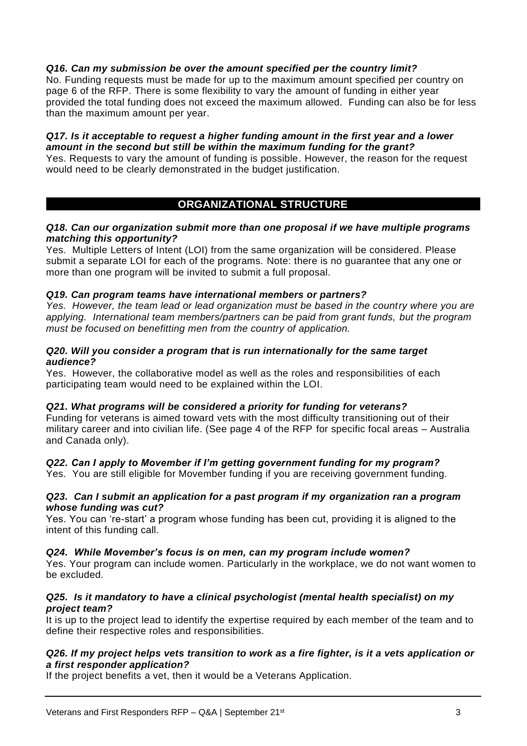***Q16. Can my submission be over the amount specified per the country limit?***
No. Funding requests must be made for up to the maximum amount specified per country on page 6 of the RFP. There is some flexibility to vary the amount of funding in either year provided the total funding does not exceed the maximum allowed. Funding can also be for less than the maximum amount per year.

***Q17. Is it acceptable to request a higher funding amount in the first year and a lower amount in the second but still be within the maximum funding for the grant?***
Yes. Requests to vary the amount of funding is possible. However, the reason for the request would need to be clearly demonstrated in the budget justification.

## ORGANIZATIONAL STRUCTURE

***Q18. Can our organization submit more than one proposal if we have multiple programs matching this opportunity?***
Yes. Multiple Letters of Intent (LOI) from the same organization will be considered. Please submit a separate LOI for each of the programs. Note: there is no guarantee that any one or more than one program will be invited to submit a full proposal.

***Q19. Can program teams have international members or partners?***
*Yes. However, the team lead or lead organization must be based in the country where you are applying. International team members/partners can be paid from grant funds, but the program must be focused on benefitting men from the country of application.*

***Q20. Will you consider a program that is run internationally for the same target audience?***
Yes. However, the collaborative model as well as the roles and responsibilities of each participating team would need to be explained within the LOI.

***Q21. What programs will be considered a priority for funding for veterans?***
Funding for veterans is aimed toward vets with the most difficulty transitioning out of their military career and into civilian life. (See page 4 of the RFP for specific focal areas – Australia and Canada only).

***Q22. Can I apply to Movember if I'm getting government funding for my program?***
Yes. You are still eligible for Movember funding if you are receiving government funding.

***Q23. Can I submit an application for a past program if my organization ran a program whose funding was cut?***
Yes. You can 're-start' a program whose funding has been cut, providing it is aligned to the intent of this funding call.

***Q24. While Movember's focus is on men, can my program include women?***
Yes. Your program can include women. Particularly in the workplace, we do not want women to be excluded.

***Q25. Is it mandatory to have a clinical psychologist (mental health specialist) on my project team?***
It is up to the project lead to identify the expertise required by each member of the team and to define their respective roles and responsibilities.

***Q26. If my project helps vets transition to work as a fire fighter, is it a vets application or a first responder application?***
If the project benefits a vet, then it would be a Veterans Application.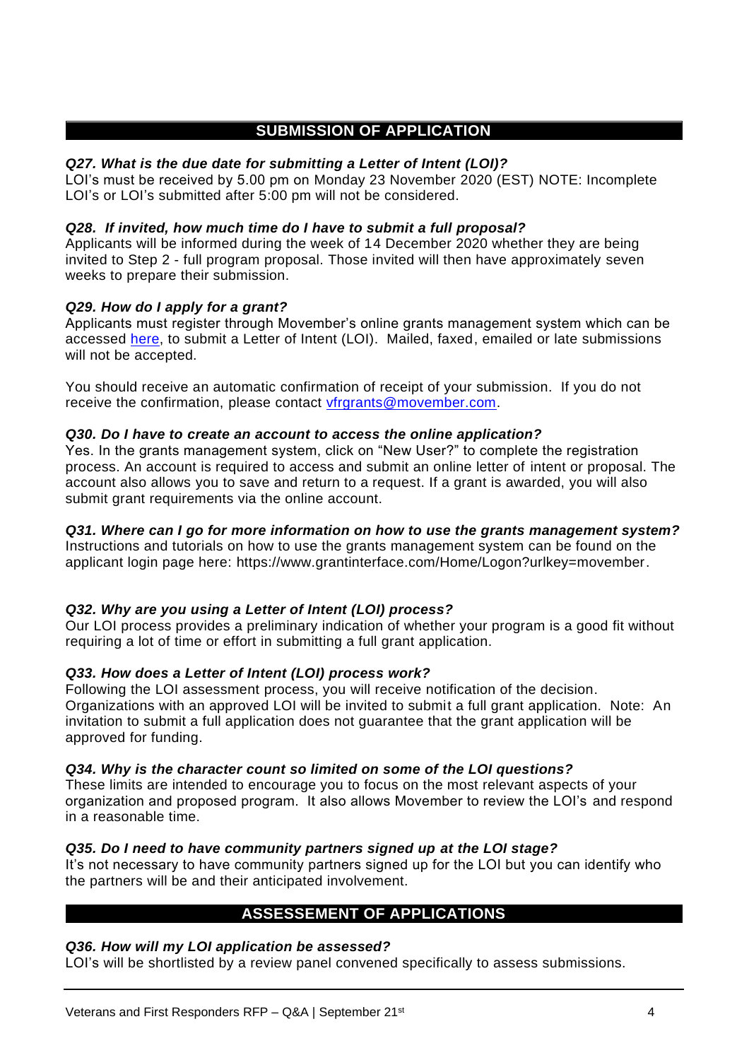## SUBMISSION OF APPLICATION

***Q27. What is the due date for submitting a Letter of Intent (LOI)?***

LOI's must be received by 5.00 pm on Monday 23 November 2020 (EST) NOTE: Incomplete LOI's or LOI's submitted after 5:00 pm will not be considered.

***Q28. If invited, how much time do I have to submit a full proposal?***

Applicants will be informed during the week of 14 December 2020 whether they are being invited to Step 2 - full program proposal. Those invited will then have approximately seven weeks to prepare their submission.

***Q29. How do I apply for a grant?***

Applicants must register through Movember's online grants management system which can be accessed here, to submit a Letter of Intent (LOI). Mailed, faxed, emailed or late submissions will not be accepted.

You should receive an automatic confirmation of receipt of your submission. If you do not receive the confirmation, please contact vfrgrants@movember.com.

***Q30. Do I have to create an account to access the online application?***

Yes. In the grants management system, click on "New User?" to complete the registration process. An account is required to access and submit an online letter of intent or proposal. The account also allows you to save and return to a request. If a grant is awarded, you will also submit grant requirements via the online account.

***Q31. Where can I go for more information on how to use the grants management system?***

Instructions and tutorials on how to use the grants management system can be found on the applicant login page here: https://www.grantinterface.com/Home/Logon?urlkey=movember.

***Q32. Why are you using a Letter of Intent (LOI) process?***

Our LOI process provides a preliminary indication of whether your program is a good fit without requiring a lot of time or effort in submitting a full grant application.

***Q33. How does a Letter of Intent (LOI) process work?***

Following the LOI assessment process, you will receive notification of the decision. Organizations with an approved LOI will be invited to submit a full grant application. Note: An invitation to submit a full application does not guarantee that the grant application will be approved for funding.

***Q34. Why is the character count so limited on some of the LOI questions?***

These limits are intended to encourage you to focus on the most relevant aspects of your organization and proposed program. It also allows Movember to review the LOI's and respond in a reasonable time.

***Q35. Do I need to have community partners signed up at the LOI stage?***

It's not necessary to have community partners signed up for the LOI but you can identify who the partners will be and their anticipated involvement.

## ASSESSEMENT OF APPLICATIONS

***Q36. How will my LOI application be assessed?***

LOI's will be shortlisted by a review panel convened specifically to assess submissions.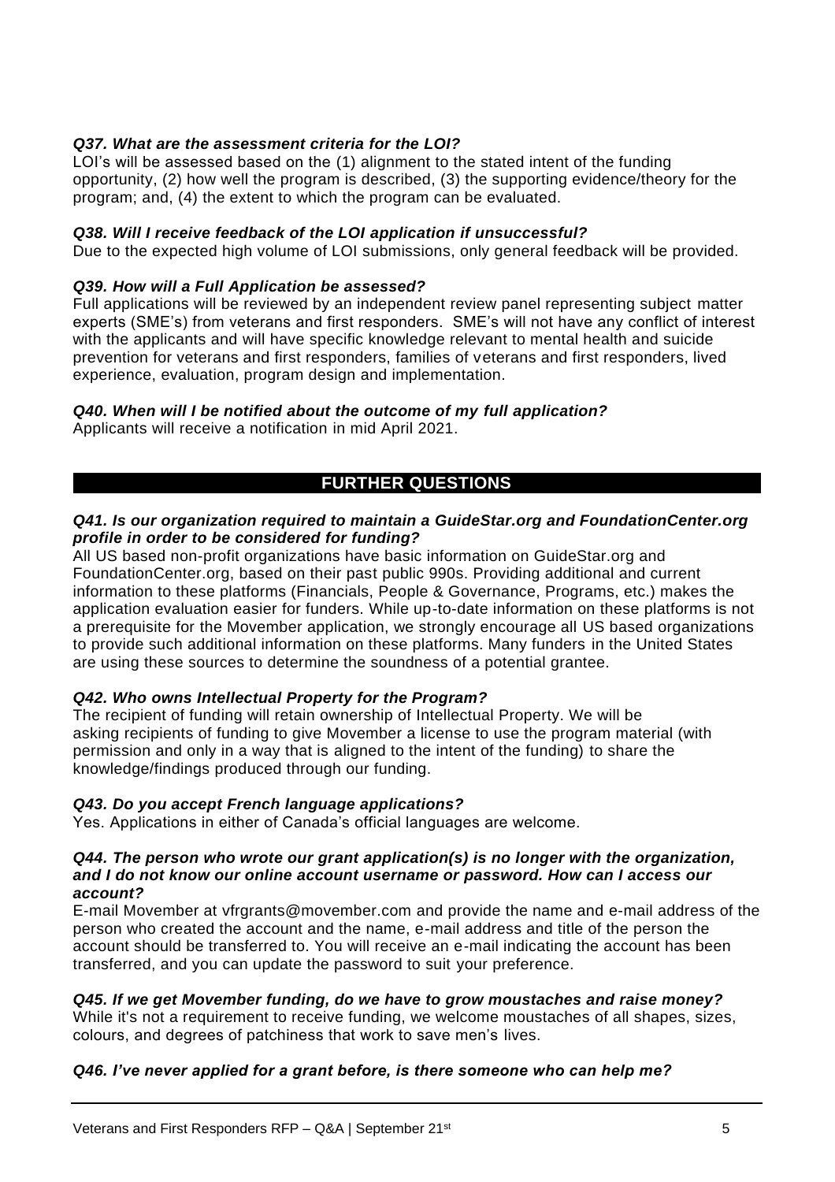***Q37. What are the assessment criteria for the LOI?***

LOI's will be assessed based on the (1) alignment to the stated intent of the funding opportunity, (2) how well the program is described, (3) the supporting evidence/theory for the program; and, (4) the extent to which the program can be evaluated.

***Q38. Will I receive feedback of the LOI application if unsuccessful?***

Due to the expected high volume of LOI submissions, only general feedback will be provided.

***Q39. How will a Full Application be assessed?***

Full applications will be reviewed by an independent review panel representing subject matter experts (SME's) from veterans and first responders. SME's will not have any conflict of interest with the applicants and will have specific knowledge relevant to mental health and suicide prevention for veterans and first responders, families of veterans and first responders, lived experience, evaluation, program design and implementation.

***Q40. When will I be notified about the outcome of my full application?***

Applicants will receive a notification in mid April 2021.

## FURTHER QUESTIONS

***Q41. Is our organization required to maintain a GuideStar.org and FoundationCenter.org profile in order to be considered for funding?***

All US based non-profit organizations have basic information on GuideStar.org and FoundationCenter.org, based on their past public 990s. Providing additional and current information to these platforms (Financials, People & Governance, Programs, etc.) makes the application evaluation easier for funders. While up-to-date information on these platforms is not a prerequisite for the Movember application, we strongly encourage all US based organizations to provide such additional information on these platforms. Many funders in the United States are using these sources to determine the soundness of a potential grantee.

***Q42. Who owns Intellectual Property for the Program?***

The recipient of funding will retain ownership of Intellectual Property. We will be asking recipients of funding to give Movember a license to use the program material (with permission and only in a way that is aligned to the intent of the funding) to share the knowledge/findings produced through our funding.

***Q43. Do you accept French language applications?***

Yes. Applications in either of Canada's official languages are welcome.

***Q44. The person who wrote our grant application(s) is no longer with the organization, and I do not know our online account username or password. How can I access our account?***

E-mail Movember at vfrgrants@movember.com and provide the name and e-mail address of the person who created the account and the name, e-mail address and title of the person the account should be transferred to. You will receive an e-mail indicating the account has been transferred, and you can update the password to suit your preference.

***Q45. If we get Movember funding, do we have to grow moustaches and raise money?***

While it's not a requirement to receive funding, we welcome moustaches of all shapes, sizes, colours, and degrees of patchiness that work to save men's lives.

***Q46. I've never applied for a grant before, is there someone who can help me?***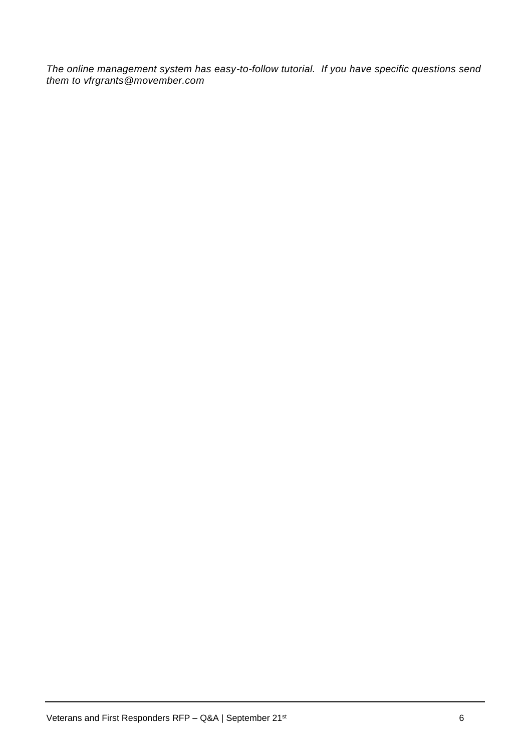*The online management system has easy-to-follow tutorial. If you have specific questions send them to vfrgrants@movember.com*